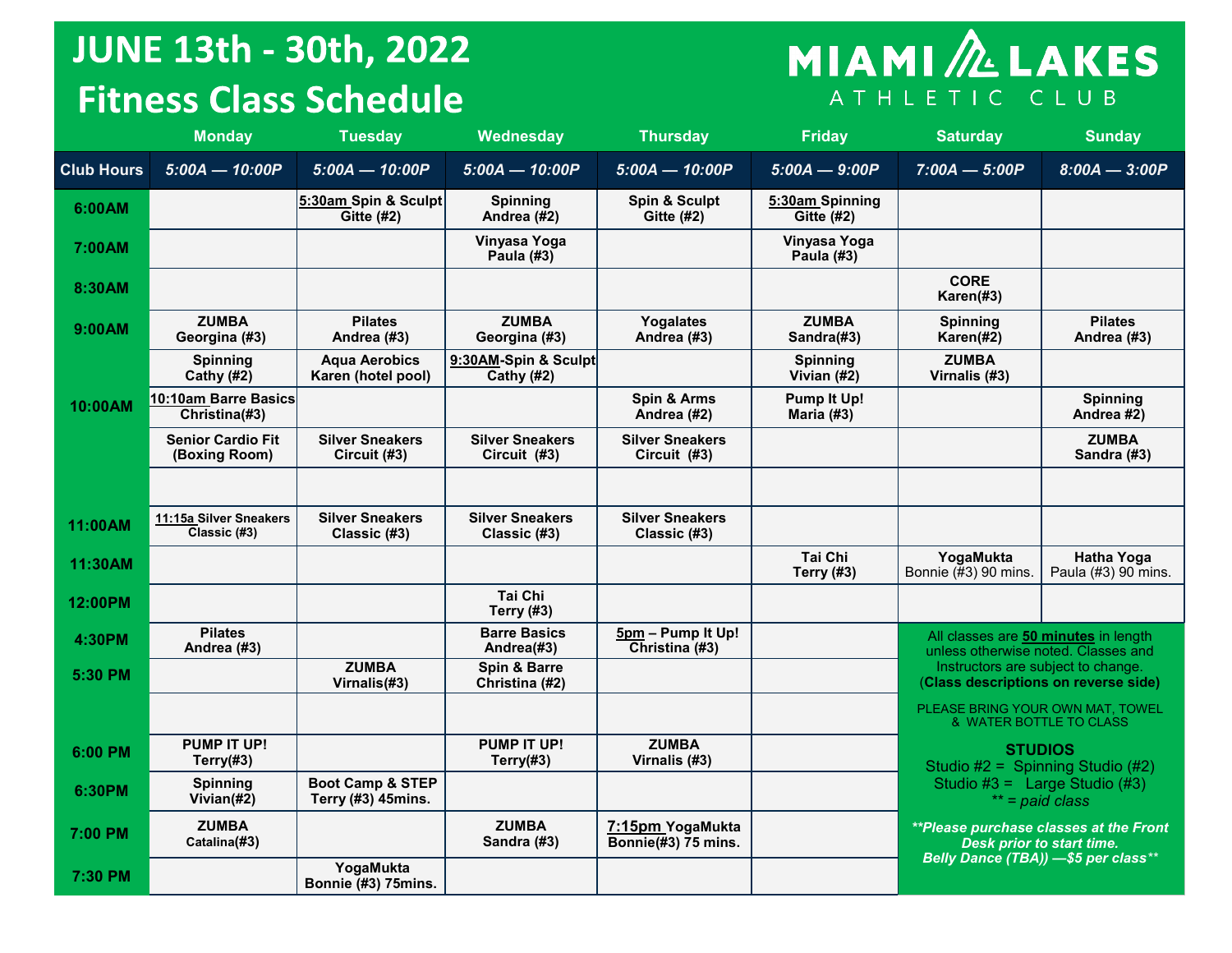# JUNE 13th - 30th, 2022 Fitness Class Schedule

MIAMI LAKES ATHLETIC CLUB

| | Monday | Tuesday | Wednesday | Thursday | Friday | Saturday | Sunday |
|---|---|---|---|---|---|---|---|
| **Club Hours** | *5:00A — 10:00P* | *5:00A — 10:00P* | *5:00A — 10:00P* | *5:00A — 10:00P* | *5:00A — 9:00P* | *7:00A — 5:00P* | *8:00A — 3:00P* |
| **6:00AM** | | 5:30am Spin & Sculpt Gitte (#2) | Spinning Andrea (#2) | Spin & Sculpt Gitte (#2) | 5:30am Spinning Gitte (#2) | | |
| **7:00AM** | | | Vinyasa Yoga Paula (#3) | | Vinyasa Yoga Paula (#3) | | |
| **8:30AM** | | | | | | CORE Karen(#3) | |
| **9:00AM** | ZUMBA Georgina (#3) | Pilates Andrea (#3) | ZUMBA Georgina (#3) | Yogalates Andrea (#3) | ZUMBA Sandra(#3) | Spinning Karen(#2) | Pilates Andrea (#3) |
| | Spinning Cathy (#2) | Aqua Aerobics Karen (hotel pool) | 9:30AM-Spin & Sculpt Cathy (#2) | | Spinning Vivian (#2) | ZUMBA Virnalis (#3) | |
| **10:00AM** | 10:10am Barre Basics Christina(#3) | | | Spin & Arms Andrea (#2) | Pump It Up! Maria (#3) | | Spinning Andrea #2) |
| | Senior Cardio Fit (Boxing Room) | Silver Sneakers Circuit (#3) | Silver Sneakers Circuit (#3) | Silver Sneakers Circuit (#3) | | | ZUMBA Sandra (#3) |
| | | | | | | | |
| **11:00AM** | 11:15a Silver Sneakers Classic (#3) | Silver Sneakers Classic (#3) | Silver Sneakers Classic (#3) | Silver Sneakers Classic (#3) | | | |
| **11:30AM** | | | | | Tai Chi Terry (#3) | YogaMukta Bonnie (#3) 90 mins. | Hatha Yoga Paula (#3) 90 mins. |
| **12:00PM** | | | Tai Chi Terry (#3) | | | | |
| **4:30PM** | Pilates Andrea (#3) | | Barre Basics Andrea(#3) | 5pm – Pump It Up! Christina (#3) | | | |
| **5:30 PM** | | ZUMBA Virnalis(#3) | Spin & Barre Christina (#2) | | | | |
| | | | | | | | |
| **6:00 PM** | PUMP IT UP! Terry(#3) | | PUMP IT UP! Terry(#3) | ZUMBA Virnalis (#3) | | | |
| **6:30PM** | Spinning Vivian(#2) | Boot Camp & STEP Terry (#3) 45mins. | | | | | |
| **7:00 PM** | ZUMBA Catalina(#3) | | ZUMBA Sandra (#3) | 7:15pm YogaMukta Bonnie(#3) 75 mins. | | | |
| **7:30 PM** | | YogaMukta Bonnie (#3) 75mins. | | | | | |

All classes are **50 minutes** in length unless otherwise noted. Classes and Instructors are subject to change. (**Class descriptions on reverse side)**

PLEASE BRING YOUR OWN MAT, TOWEL & WATER BOTTLE TO CLASS

**STUDIOS**

Studio #2 = Spinning Studio (#2)
Studio #3 = Large Studio (#3)
*** = paid class*

***Please purchase classes at the Front Desk prior to start time. Belly Dance (TBA)) —$5 per class***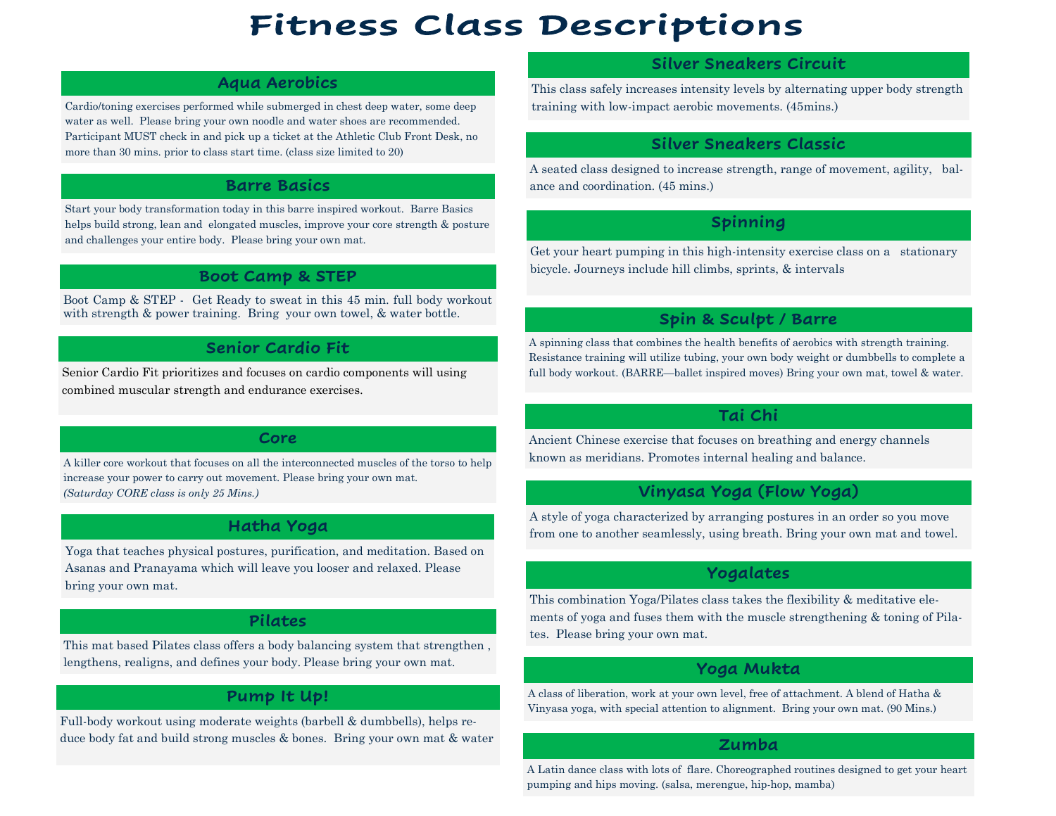# Fitness Class Descriptions

## Aqua Aerobics

Cardio/toning exercises performed while submerged in chest deep water, some deep water as well. Please bring your own noodle and water shoes are recommended. Participant MUST check in and pick up a ticket at the Athletic Club Front Desk, no more than 30 mins. prior to class start time. (class size limited to 20)

## Barre Basics

Start your body transformation today in this barre inspired workout. Barre Basics helps build strong, lean and elongated muscles, improve your core strength & posture and challenges your entire body. Please bring your own mat.

## Boot Camp & STEP

Boot Camp & STEP - Get Ready to sweat in this 45 min. full body workout with strength & power training. Bring your own towel, & water bottle.

## Senior Cardio Fit

Senior Cardio Fit prioritizes and focuses on cardio components will using combined muscular strength and endurance exercises.

## Core

A killer core workout that focuses on all the interconnected muscles of the torso to help increase your power to carry out movement. Please bring your own mat.
*(Saturday CORE class is only 25 Mins.)*

## Hatha Yoga

Yoga that teaches physical postures, purification, and meditation. Based on Asanas and Pranayama which will leave you looser and relaxed. Please bring your own mat.

## Pilates

This mat based Pilates class offers a body balancing system that strengthen , lengthens, realigns, and defines your body. Please bring your own mat.

## Pump It Up!

Full-body workout using moderate weights (barbell & dumbbells), helps reduce body fat and build strong muscles & bones. Bring your own mat & water

## Silver Sneakers Circuit

This class safely increases intensity levels by alternating upper body strength training with low-impact aerobic movements. (45mins.)

## Silver Sneakers Classic

A seated class designed to increase strength, range of movement, agility, balance and coordination. (45 mins.)

## Spinning

Get your heart pumping in this high-intensity exercise class on a stationary bicycle. Journeys include hill climbs, sprints, & intervals

## Spin & Sculpt / Barre

A spinning class that combines the health benefits of aerobics with strength training. Resistance training will utilize tubing, your own body weight or dumbbells to complete a full body workout. (BARRE—ballet inspired moves) Bring your own mat, towel & water.

## Tai Chi

Ancient Chinese exercise that focuses on breathing and energy channels known as meridians. Promotes internal healing and balance.

## Vinyasa Yoga (Flow Yoga)

A style of yoga characterized by arranging postures in an order so you move from one to another seamlessly, using breath. Bring your own mat and towel.

## Yogalates

This combination Yoga/Pilates class takes the flexibility & meditative elements of yoga and fuses them with the muscle strengthening & toning of Pilates. Please bring your own mat.

## Yoga Mukta

A class of liberation, work at your own level, free of attachment. A blend of Hatha & Vinyasa yoga, with special attention to alignment. Bring your own mat. (90 Mins.)

## Zumba

A Latin dance class with lots of flare. Choreographed routines designed to get your heart pumping and hips moving. (salsa, merengue, hip-hop, mamba)